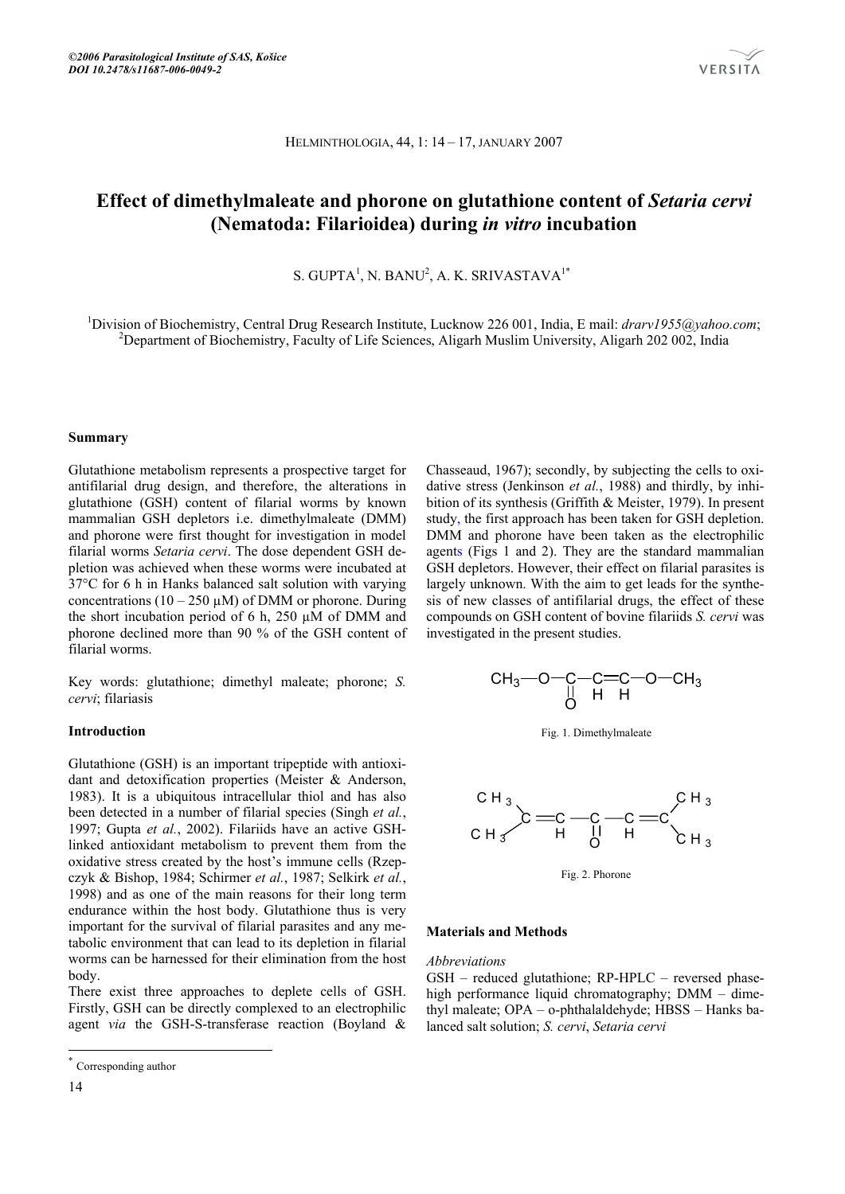# Effect of dimethylmaleate and phorone on glutathione content of *Setaria cervi* (Nematoda: Filarioidea) during *in vitro* incubation

S. GUPTA[1], N. BANU[2], A. K. SRIVASTAVA[1*]

[1]Division of Biochemistry, Central Drug Research Institute, Lucknow 226 001, India, E mail: *drarv1955@yahoo.com*; [2]Department of Biochemistry, Faculty of Life Sciences, Aligarh Muslim University, Aligarh 202 002, India

### Summary

Glutathione metabolism represents a prospective target for antifilarial drug design, and therefore, the alterations in glutathione (GSH) content of filarial worms by known mammalian GSH depletors i.e. dimethylmaleate (DMM) and phorone were first thought for investigation in model filarial worms *Setaria cervi*. The dose dependent GSH depletion was achieved when these worms were incubated at 37°C for 6 h in Hanks balanced salt solution with varying concentrations (10 – 250 μM) of DMM or phorone. During the short incubation period of 6 h, 250 μM of DMM and phorone declined more than 90 % of the GSH content of filarial worms.

Key words: glutathione; dimethyl maleate; phorone; *S. cervi*; filariasis

### Introduction

Glutathione (GSH) is an important tripeptide with antioxidant and detoxification properties (Meister & Anderson, 1983). It is a ubiquitous intracellular thiol and has also been detected in a number of filarial species (Singh *et al.*, 1997; Gupta *et al.*, 2002). Filariids have an active GSH-linked antioxidant metabolism to prevent them from the oxidative stress created by the host's immune cells (Rzepczyk & Bishop, 1984; Schirmer *et al.*, 1987; Selkirk *et al.*, 1998) and as one of the main reasons for their long term endurance within the host body. Glutathione thus is very important for the survival of filarial parasites and any metabolic environment that can lead to its depletion in filarial worms can be harnessed for their elimination from the host body.

There exist three approaches to deplete cells of GSH. Firstly, GSH can be directly complexed to an electrophilic agent *via* the GSH-S-transferase reaction (Boyland & Chasseaud, 1967); secondly, by subjecting the cells to oxidative stress (Jenkinson *et al.*, 1988) and thirdly, by inhibition of its synthesis (Griffith & Meister, 1979). In present study, the first approach has been taken for GSH depletion. DMM and phorone have been taken as the electrophilic agents (Figs 1 and 2). They are the standard mammalian GSH depletors. However, their effect on filarial parasites is largely unknown. With the aim to get leads for the synthesis of new classes of antifilarial drugs, the effect of these compounds on GSH content of bovine filariids *S. cervi* was investigated in the present studies.

$$CH_3{-}O{-}\underset{\underset{O}{\|}}{C}{-}\underset{H}{C}{=}\underset{H}{C}{-}O{-}CH_3$$

Fig. 1. Dimethylmaleate

$$(CH_3)_2C{=}\underset{H}{C}{-}\underset{\underset{O}{\|}}{C}{-}\underset{H}{C}{=}C(CH_3)_2$$

Fig. 2. Phorone

### Materials and Methods

*Abbreviations*

GSH – reduced glutathione; RP-HPLC – reversed phase-high performance liquid chromatography; DMM – dimethyl maleate; OPA – o-phthalaldehyde; HBSS – Hanks balanced salt solution; *S. cervi*, *Setaria cervi*

[*] Corresponding author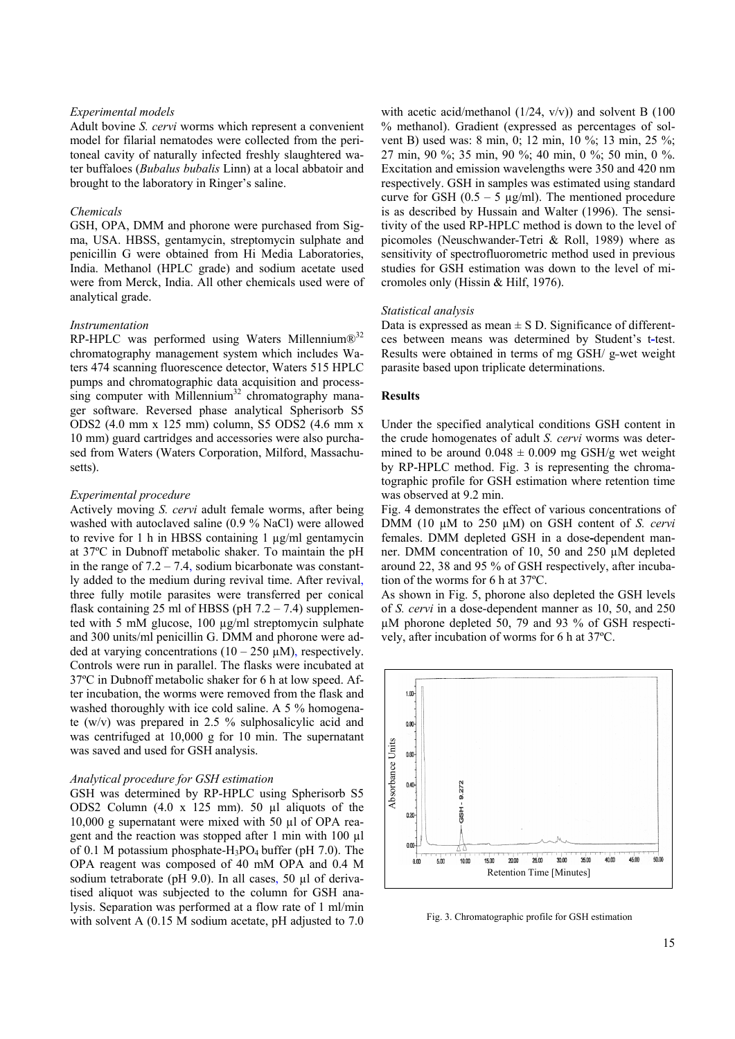### *Experimental models*

Adult bovine *S. cervi* worms which represent a convenient model for filarial nematodes were collected from the peritoneal cavity of naturally infected freshly slaughtered water buffaloes (*Bubalus bubalis* Linn) at a local abbatoir and brought to the laboratory in Ringer's saline.

### *Chemicals*

GSH, OPA, DMM and phorone were purchased from Sigma, USA. HBSS, gentamycin, streptomycin sulphate and penicillin G were obtained from Hi Media Laboratories, India. Methanol (HPLC grade) and sodium acetate used were from Merck, India. All other chemicals used were of analytical grade.

### *Instrumentation*

RP-HPLC was performed using Waters Millennium®[32] chromatography management system which includes Waters 474 scanning fluorescence detector, Waters 515 HPLC pumps and chromatographic data acquisition and processing computer with Millennium[32] chromatography manager software. Reversed phase analytical Spherisorb S5 ODS2 (4.0 mm x 125 mm) column, S5 ODS2 (4.6 mm x 10 mm) guard cartridges and accessories were also purchased from Waters (Waters Corporation, Milford, Massachusetts).

### *Experimental procedure*

Actively moving *S. cervi* adult female worms, after being washed with autoclaved saline (0.9 % NaCl) were allowed to revive for 1 h in HBSS containing 1 µg/ml gentamycin at 37ºC in Dubnoff metabolic shaker. To maintain the pH in the range of 7.2 – 7.4, sodium bicarbonate was constantly added to the medium during revival time. After revival, three fully motile parasites were transferred per conical flask containing 25 ml of HBSS (pH 7.2 – 7.4) supplemented with 5 mM glucose, 100 µg/ml streptomycin sulphate and 300 units/ml penicillin G. DMM and phorone were added at varying concentrations (10 – 250 µM), respectively. Controls were run in parallel. The flasks were incubated at 37ºC in Dubnoff metabolic shaker for 6 h at low speed. After incubation, the worms were removed from the flask and washed thoroughly with ice cold saline. A 5 % homogenate (w/v) was prepared in 2.5 % sulphosalicylic acid and was centrifuged at 10,000 g for 10 min. The supernatant was saved and used for GSH analysis.

### *Analytical procedure for GSH estimation*

GSH was determined by RP-HPLC using Spherisorb S5 ODS2 Column (4.0 x 125 mm). 50 µl aliquots of the 10,000 g supernatant were mixed with 50 µl of OPA reagent and the reaction was stopped after 1 min with 100 µl of 0.1 M potassium phosphate-$H_3PO_4$ buffer (pH 7.0). The OPA reagent was composed of 40 mM OPA and 0.4 M sodium tetraborate (pH 9.0). In all cases, 50 µl of derivatised aliquot was subjected to the column for GSH analysis. Separation was performed at a flow rate of 1 ml/min with solvent A (0.15 M sodium acetate, pH adjusted to 7.0 with acetic acid/methanol (1/24, v/v)) and solvent B (100 % methanol). Gradient (expressed as percentages of solvent B) used was: 8 min, 0; 12 min, 10 %; 13 min, 25 %; 27 min, 90 %; 35 min, 90 %; 40 min, 0 %; 50 min, 0 %. Excitation and emission wavelengths were 350 and 420 nm respectively. GSH in samples was estimated using standard curve for GSH (0.5 – 5 µg/ml). The mentioned procedure is as described by Hussain and Walter (1996). The sensitivity of the used RP-HPLC method is down to the level of picomoles (Neuschwander-Tetri & Roll, 1989) where as sensitivity of spectrofluorometric method used in previous studies for GSH estimation was down to the level of micromoles only (Hissin & Hilf, 1976).

### *Statistical analysis*

Data is expressed as mean ± S D. Significance of differentces between means was determined by Student's t-test. Results were obtained in terms of mg GSH/ g-wet weight parasite based upon triplicate determinations.

## Results

Under the specified analytical conditions GSH content in the crude homogenates of adult *S. cervi* worms was determined to be around 0.048 ± 0.009 mg GSH/g wet weight by RP-HPLC method. Fig. 3 is representing the chromatographic profile for GSH estimation where retention time was observed at 9.2 min.

Fig. 4 demonstrates the effect of various concentrations of DMM (10 µM to 250 µM) on GSH content of *S. cervi* females. DMM depleted GSH in a dose-dependent manner. DMM concentration of 10, 50 and 250 µM depleted around 22, 38 and 95 % of GSH respectively, after incubation of the worms for 6 h at 37ºC.

As shown in Fig. 5, phorone also depleted the GSH levels of *S. cervi* in a dose-dependent manner as 10, 50, and 250 µM phorone depleted 50, 79 and 93 % of GSH respectively, after incubation of worms for 6 h at 37ºC.

Fig. 3. Chromatographic profile for GSH estimation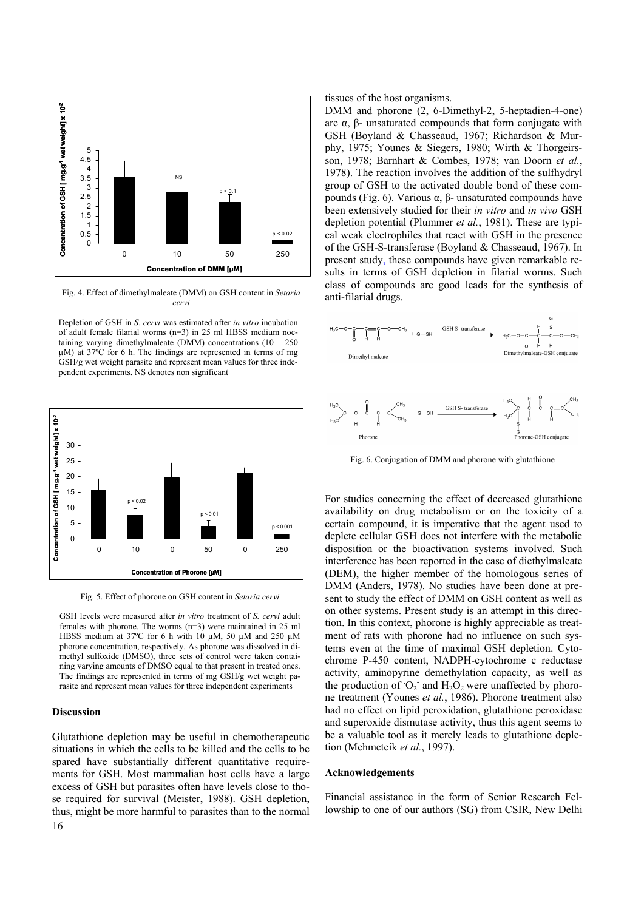Fig. 4. Effect of dimethylmaleate (DMM) on GSH content in *Setaria cervi*

Depletion of GSH in *S. cervi* was estimated after *in vitro* incubation of adult female filarial worms (n=3) in 25 ml HBSS medium noctaining varying dimethylmaleate (DMM) concentrations (10 – 250 µM) at 37ºC for 6 h. The findings are represented in terms of mg GSH/g wet weight parasite and represent mean values for three independent experiments. NS denotes non significant

Fig. 5. Effect of phorone on GSH content in *Setaria cervi*

GSH levels were measured after *in vitro* treatment of *S. cervi* adult females with phorone. The worms (n=3) were maintained in 25 ml HBSS medium at 37ºC for 6 h with 10 µM, 50 µM and 250 µM phorone concentration, respectively. As phorone was dissolved in dimethyl sulfoxide (DMSO), three sets of control were taken containing varying amounts of DMSO equal to that present in treated ones. The findings are represented in terms of mg GSH/g wet weight parasite and represent mean values for three independent experiments

## Discussion

Glutathione depletion may be useful in chemotherapeutic situations in which the cells to be killed and the cells to be spared have substantially different quantitative requirements for GSH. Most mammalian host cells have a large excess of GSH but parasites often have levels close to those required for survival (Meister, 1988). GSH depletion, thus, might be more harmful to parasites than to the normal tissues of the host organisms.

DMM and phorone (2, 6-Dimethyl-2, 5-heptadien-4-one) are α, β- unsaturated compounds that form conjugate with GSH (Boyland & Chasseaud, 1967; Richardson & Murphy, 1975; Younes & Siegers, 1980; Wirth & Thorgeirsson, 1978; Barnhart & Combes, 1978; van Doorn *et al.*, 1978). The reaction involves the addition of the sulfhydryl group of GSH to the activated double bond of these compounds (Fig. 6). Various α, β- unsaturated compounds have been extensively studied for their *in vitro* and *in vivo* GSH depletion potential (Plummer *et al.*, 1981). These are typical weak electrophiles that react with GSH in the presence of the GSH-S-transferase (Boyland & Chasseaud, 1967). In present study, these compounds have given remarkable results in terms of GSH depletion in filarial worms. Such class of compounds are good leads for the synthesis of anti-filarial drugs.

Fig. 6. Conjugation of DMM and phorone with glutathione

For studies concerning the effect of decreased glutathione availability on drug metabolism or on the toxicity of a certain compound, it is imperative that the agent used to deplete cellular GSH does not interfere with the metabolic disposition or the bioactivation systems involved. Such interference has been reported in the case of diethylmaleate (DEM), the higher member of the homologous series of DMM (Anders, 1978). No studies have been done at present to study the effect of DMM on GSH content as well as on other systems. Present study is an attempt in this direction. In this context, phorone is highly appreciable as treatment of rats with phorone had no influence on such systems even at the time of maximal GSH depletion. Cytochrome P-450 content, NADPH-cytochrome c reductase activity, aminopyrine demethylation capacity, as well as the production of $\cdot O_2^-$ and $H_2O_2$ were unaffected by phorone treatment (Younes *et al.*, 1986). Phorone treatment also had no effect on lipid peroxidation, glutathione peroxidase and superoxide dismutase activity, thus this agent seems to be a valuable tool as it merely leads to glutathione depletion (Mehmetcik *et al.*, 1997).

## Acknowledgements

Financial assistance in the form of Senior Research Fellowship to one of our authors (SG) from CSIR, New Delhi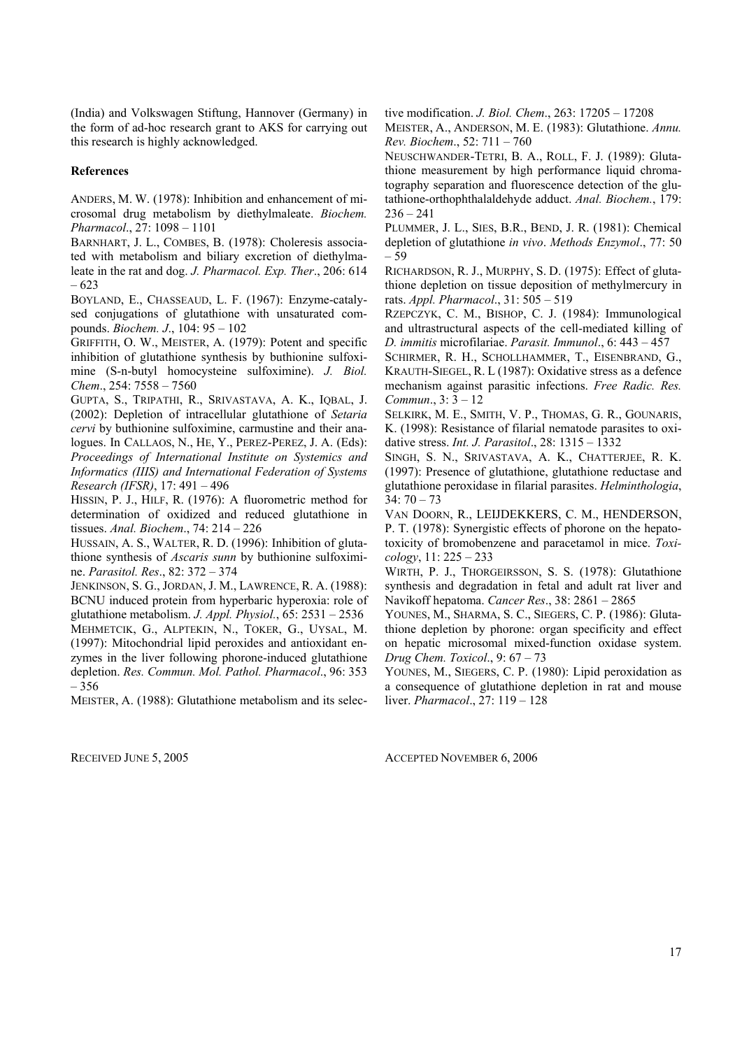(India) and Volkswagen Stiftung, Hannover (Germany) in the form of ad-hoc research grant to AKS for carrying out this research is highly acknowledged.

**References**

ANDERS, M. W. (1978): Inhibition and enhancement of microsomal drug metabolism by diethylmaleate. *Biochem. Pharmacol*., 27: 1098 – 1101

BARNHART, J. L., COMBES, B. (1978): Choleresis associated with metabolism and biliary excretion of diethylmaleate in the rat and dog. *J. Pharmacol. Exp. Ther*., 206: 614 – 623

BOYLAND, E., CHASSEAUD, L. F. (1967): Enzyme-catalysed conjugations of glutathione with unsaturated compounds. *Biochem. J*., 104: 95 – 102

GRIFFITH, O. W., MEISTER, A. (1979): Potent and specific inhibition of glutathione synthesis by buthionine sulfoximine (S-n-butyl homocysteine sulfoximine). *J. Biol. Chem*., 254: 7558 – 7560

GUPTA, S., TRIPATHI, R., SRIVASTAVA, A. K., IQBAL, J. (2002): Depletion of intracellular glutathione of *Setaria cervi* by buthionine sulfoximine, carmustine and their analogues. In CALLAOS, N., HE, Y., PEREZ-PEREZ, J. A. (Eds): *Proceedings of International Institute on Systemics and Informatics (IIIS) and International Federation of Systems Research (IFSR)*, 17: 491 – 496

HISSIN, P. J., HILF, R. (1976): A fluorometric method for determination of oxidized and reduced glutathione in tissues. *Anal. Biochem*., 74: 214 – 226

HUSSAIN, A. S., WALTER, R. D. (1996): Inhibition of glutathione synthesis of *Ascaris sunn* by buthionine sulfoximine. *Parasitol. Res*., 82: 372 – 374

JENKINSON, S. G., JORDAN, J. M., LAWRENCE, R. A. (1988): BCNU induced protein from hyperbaric hyperoxia: role of glutathione metabolism. *J. Appl. Physiol.*, 65: 2531 – 2536

MEHMETCIK, G., ALPTEKIN, N., TOKER, G., UYSAL, M. (1997): Mitochondrial lipid peroxides and antioxidant enzymes in the liver following phorone-induced glutathione depletion. *Res. Commun. Mol. Pathol. Pharmacol*., 96: 353 – 356

MEISTER, A. (1988): Glutathione metabolism and its selective modification. *J. Biol. Chem*., 263: 17205 – 17208

MEISTER, A., ANDERSON, M. E. (1983): Glutathione. *Annu. Rev. Biochem*., 52: 711 – 760

NEUSCHWANDER-TETRI, B. A., ROLL, F. J. (1989): Glutathione measurement by high performance liquid chromatography separation and fluorescence detection of the glutathione-orthophthalaldehyde adduct. *Anal. Biochem.*, 179: 236 – 241

PLUMMER, J. L., SIES, B.R., BEND, J. R. (1981): Chemical depletion of glutathione *in vivo*. *Methods Enzymol*., 77: 50 – 59

RICHARDSON, R. J., MURPHY, S. D. (1975): Effect of glutathione depletion on tissue deposition of methylmercury in rats. *Appl. Pharmacol*., 31: 505 – 519

RZEPCZYK, C. M., BISHOP, C. J. (1984): Immunological and ultrastructural aspects of the cell-mediated killing of *D. immitis* microfilariae. *Parasit. Immunol*., 6: 443 – 457

SCHIRMER, R. H., SCHOLLHAMMER, T., EISENBRAND, G., KRAUTH-SIEGEL, R. L (1987): Oxidative stress as a defence mechanism against parasitic infections. *Free Radic. Res. Commun*., 3: 3 – 12

SELKIRK, M. E., SMITH, V. P., THOMAS, G. R., GOUNARIS, K. (1998): Resistance of filarial nematode parasites to oxidative stress. *Int. J. Parasitol*., 28: 1315 – 1332

SINGH, S. N., SRIVASTAVA, A. K., CHATTERJEE, R. K. (1997): Presence of glutathione, glutathione reductase and glutathione peroxidase in filarial parasites. *Helminthologia*, 34: 70 – 73

VAN DOORN, R., LEIJDEKKERS, C. M., HENDERSON, P. T. (1978): Synergistic effects of phorone on the hepatotoxicity of bromobenzene and paracetamol in mice. *Toxicology*, 11: 225 – 233

WIRTH, P. J., THORGEIRSSON, S. S. (1978): Glutathione synthesis and degradation in fetal and adult rat liver and Navikoff hepatoma. *Cancer Res*., 38: 2861 – 2865

YOUNES, M., SHARMA, S. C., SIEGERS, C. P. (1986): Glutathione depletion by phorone: organ specificity and effect on hepatic microsomal mixed-function oxidase system. *Drug Chem. Toxicol*., 9: 67 – 73

YOUNES, M., SIEGERS, C. P. (1980): Lipid peroxidation as a consequence of glutathione depletion in rat and mouse liver. *Pharmacol*., 27: 119 – 128

RECEIVED JUNE 5, 2005 ACCEPTED NOVEMBER 6, 2006